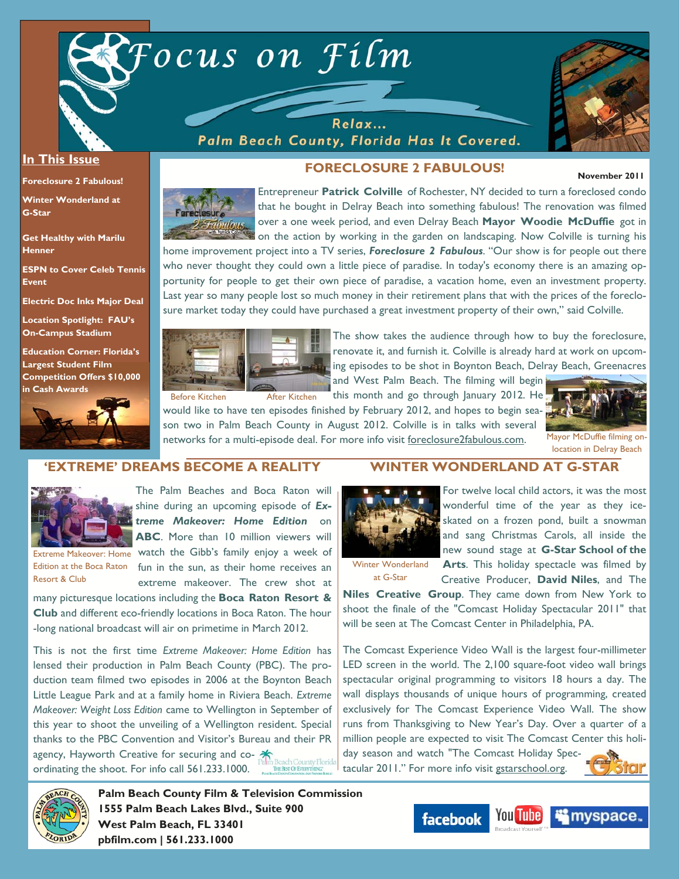# Focus on Film

Relax... Palm Beach County, Florida Has It Covered.

**In This Issue**

- **Foreclosure 2 Fabulous!**
- **Winter Wonderland at G-Star**
- **Get Healthy with Marilu Henner**
- **ESPN to Cover Celeb Tennis Event**
- **Electric Doc Inks Major Deal**
- **Location Spotlight: FAU's On-Campus Stadium**
- **Education Corner: Florida's Largest Student Film Competition Offers $10,000 in Cash Awards**

**November 2011**

## FORECLOSURE 2 FABULOUS!

Entrepreneur **Patrick Colville** of Rochester, NY decided to turn a foreclosed condo that he bought in Delray Beach into something fabulous! The renovation was filmed over a one week period, and even Delray Beach **Mayor Woodie McDuffie** got in on the action by working in the garden on landscaping. Now Colville is turning his home improvement project into a TV series, ***Foreclosure 2 Fabulous***. "Our show is for people out there who never thought they could own a little piece of paradise. In today's economy there is an amazing opportunity for people to get their own piece of paradise, a vacation home, even an investment property. Last year so many people lost so much money in their retirement plans that with the prices of the foreclosure market today they could have purchased a great investment property of their own," said Colville.

Before Kitchen — After Kitchen

The show takes the audience through how to buy the foreclosure, renovate it, and furnish it. Colville is already hard at work on upcoming episodes to be shot in Boynton Beach, Delray Beach, Greenacres and West Palm Beach. The filming will begin this month and go through January 2012. He would like to have ten episodes finished by February 2012, and hopes to begin season two in Palm Beach County in August 2012. Colville is in talks with several networks for a multi-episode deal. For more info visit foreclosure2fabulous.com.

Mayor McDuffie filming on-location in Delray Beach

## 'EXTREME' DREAMS BECOME A REALITY

The Palm Beaches and Boca Raton will shine during an upcoming episode of ***Extreme Makeover: Home Edition*** on **ABC**. More than 10 million viewers will watch the Gibb's family enjoy a week of fun in the sun, as their home receives an extreme makeover. The crew shot at many picturesque locations including the **Boca Raton Resort & Club** and different eco-friendly locations in Boca Raton. The hour-long national broadcast will air on primetime in March 2012.

Extreme Makeover: Home Edition at the Boca Raton Resort & Club

This is not the first time *Extreme Makeover: Home Edition* has lensed their production in Palm Beach County (PBC). The production team filmed two episodes in 2006 at the Boynton Beach Little League Park and at a family home in Riviera Beach. *Extreme Makeover: Weight Loss Edition* came to Wellington in September of this year to shoot the unveiling of a Wellington resident. Special thanks to the PBC Convention and Visitor's Bureau and their PR agency, Hayworth Creative for securing and coordinating the shoot. For info call 561.233.1000.

## WINTER WONDERLAND AT G-STAR

For twelve local child actors, it was the most wonderful time of the year as they ice-skated on a frozen pond, built a snowman and sang Christmas Carols, all inside the new sound stage at **G-Star School of the Arts**. This holiday spectacle was filmed by Creative Producer, **David Niles**, and The **Niles Creative Group**. They came down from New York to shoot the finale of the "Comcast Holiday Spectacular 2011" that will be seen at The Comcast Center in Philadelphia, PA.

Winter Wonderland at G-Star

The Comcast Experience Video Wall is the largest four-millimeter LED screen in the world. The 2,100 square-foot video wall brings spectacular original programming to visitors 18 hours a day. The wall displays thousands of unique hours of programming, created exclusively for The Comcast Experience Video Wall. The show runs from Thanksgiving to New Year's Day. Over a quarter of a million people are expected to visit The Comcast Center this holiday season and watch "The Comcast Holiday Spectacular 2011." For more info visit gstarschool.org.

**Palm Beach County Film & Television Commission**
**1555 Palm Beach Lakes Blvd., Suite 900**
**West Palm Beach, FL 33401**
**pbfilm.com | 561.233.1000**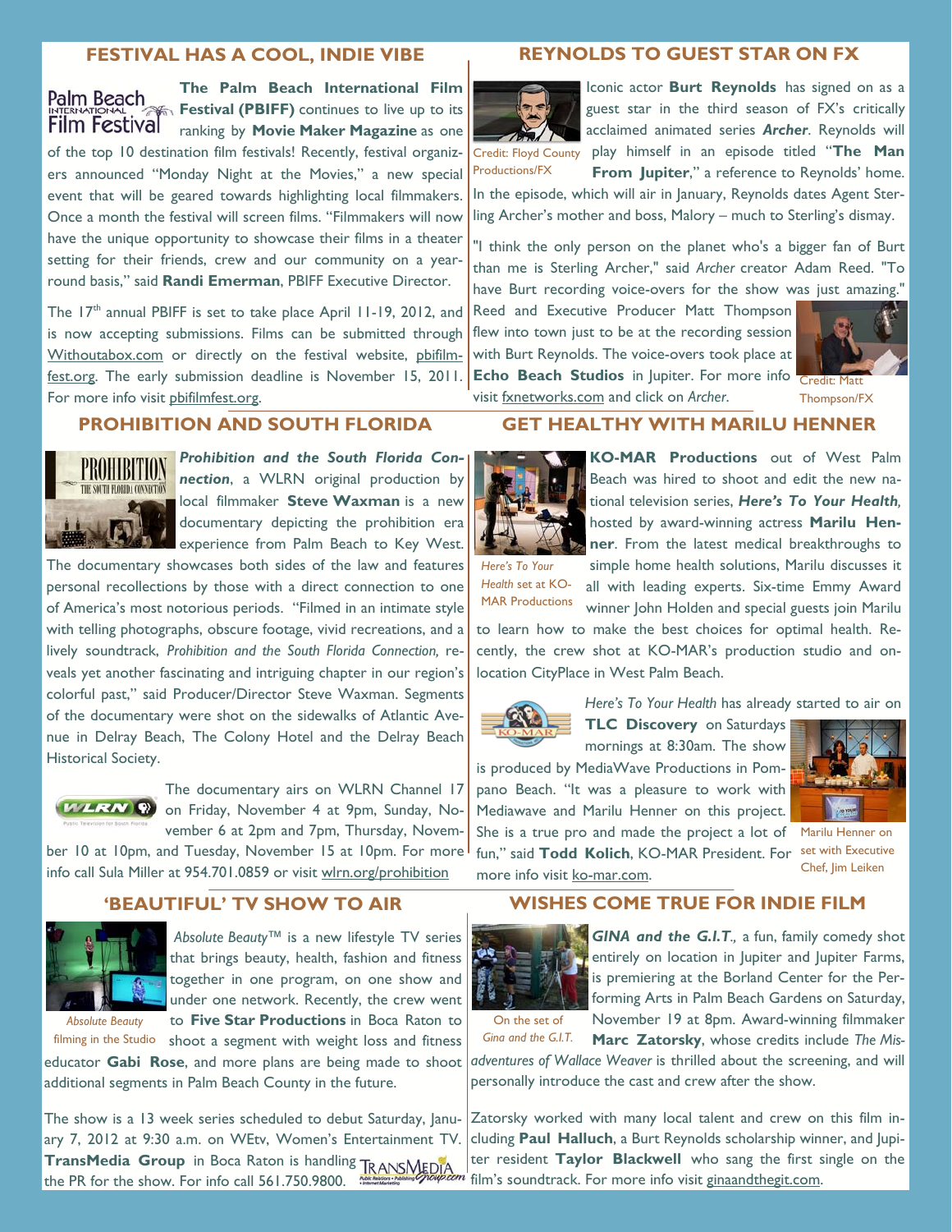## FESTIVAL HAS A COOL, INDIE VIBE

**The Palm Beach International Film Festival (PBIFF)** continues to live up to its ranking by **Movie Maker Magazine** as one of the top 10 destination film festivals! Recently, festival organizers announced "Monday Night at the Movies," a new special event that will be geared towards highlighting local filmmakers. Once a month the festival will screen films. "Filmmakers will now have the unique opportunity to showcase their films in a theater setting for their friends, crew and our community on a year-round basis," said **Randi Emerman**, PBIFF Executive Director.

The 17th annual PBIFF is set to take place April 11-19, 2012, and is now accepting submissions. Films can be submitted through Withoutabox.com or directly on the festival website, pbifilmfest.org. The early submission deadline is November 15, 2011. For more info visit pbifilmfest.org.

## REYNOLDS TO GUEST STAR ON FX

Credit: Floyd County Productions/FX

Iconic actor **Burt Reynolds** has signed on as a guest star in the third season of FX's critically acclaimed animated series ***Archer***. Reynolds will play himself in an episode titled "**The Man From Jupiter**," a reference to Reynolds' home. In the episode, which will air in January, Reynolds dates Agent Sterling Archer's mother and boss, Malory – much to Sterling's dismay.

"I think the only person on the planet who's a bigger fan of Burt than me is Sterling Archer," said *Archer* creator Adam Reed. "To have Burt recording voice-overs for the show was just amazing." Reed and Executive Producer Matt Thompson flew into town just to be at the recording session with Burt Reynolds. The voice-overs took place at **Echo Beach Studios** in Jupiter. For more info visit fxnetworks.com and click on *Archer*.

Credit: Matt Thompson/FX

## PROHIBITION AND SOUTH FLORIDA

***Prohibition and the South Florida Connection***, a WLRN original production by local filmmaker **Steve Waxman** is a new documentary depicting the prohibition era experience from Palm Beach to Key West. The documentary showcases both sides of the law and features personal recollections by those with a direct connection to one of America's most notorious periods. "Filmed in an intimate style with telling photographs, obscure footage, vivid recreations, and a lively soundtrack, *Prohibition and the South Florida Connection,* reveals yet another fascinating and intriguing chapter in our region's colorful past," said Producer/Director Steve Waxman. Segments of the documentary were shot on the sidewalks of Atlantic Avenue in Delray Beach, The Colony Hotel and the Delray Beach Historical Society.

The documentary airs on WLRN Channel 17 on Friday, November 4 at 9pm, Sunday, November 6 at 2pm and 7pm, Thursday, November 10 at 10pm, and Tuesday, November 15 at 10pm. For more info call Sula Miller at 954.701.0859 or visit wlrn.org/prohibition

## GET HEALTHY WITH MARILU HENNER

**KO-MAR Productions** out of West Palm Beach was hired to shoot and edit the new national television series, ***Here's To Your Health,*** hosted by award-winning actress **Marilu Henner**. From the latest medical breakthroughs to simple home health solutions, Marilu discusses it all with leading experts. Six-time Emmy Award winner John Holden and special guests join Marilu to learn how to make the best choices for optimal health. Recently, the crew shot at KO-MAR's production studio and on-location CityPlace in West Palm Beach.

*Here's To Your Health* set at KO-MAR Productions

*Here's To Your Health* has already started to air on **TLC Discovery** on Saturdays mornings at 8:30am. The show is produced by MediaWave Productions in Pompano Beach. "It was a pleasure to work with Mediawave and Marilu Henner on this project. She is a true pro and made the project a lot of fun," said **Todd Kolich**, KO-MAR President. For more info visit ko-mar.com.

Marilu Henner on set with Executive Chef, Jim Leiken

## 'BEAUTIFUL' TV SHOW TO AIR

*Absolute Beauty™* is a new lifestyle TV series that brings beauty, health, fashion and fitness together in one program, on one show and under one network. Recently, the crew went to **Five Star Productions** in Boca Raton to shoot a segment with weight loss and fitness educator **Gabi Rose**, and more plans are being made to shoot additional segments in Palm Beach County in the future.

*Absolute Beauty* filming in the Studio

The show is a 13 week series scheduled to debut Saturday, January 7, 2012 at 9:30 a.m. on WEtv, Women's Entertainment TV. **TransMedia Group** in Boca Raton is handling the PR for the show. For info call 561.750.9800.

## WISHES COME TRUE FOR INDIE FILM

***GINA and the G.I.T.,*** a fun, family comedy shot entirely on location in Jupiter and Jupiter Farms, is premiering at the Borland Center for the Performing Arts in Palm Beach Gardens on Saturday, November 19 at 8pm. Award-winning filmmaker **Marc Zatorsky**, whose credits include *The Misadventures of Wallace Weaver* is thrilled about the screening, and will personally introduce the cast and crew after the show.

On the set of *Gina and the G.I.T.*

Zatorsky worked with many local talent and crew on this film including **Paul Halluch**, a Burt Reynolds scholarship winner, and Jupiter resident **Taylor Blackwell** who sang the first single on the film's soundtrack. For more info visit ginaandthegit.com.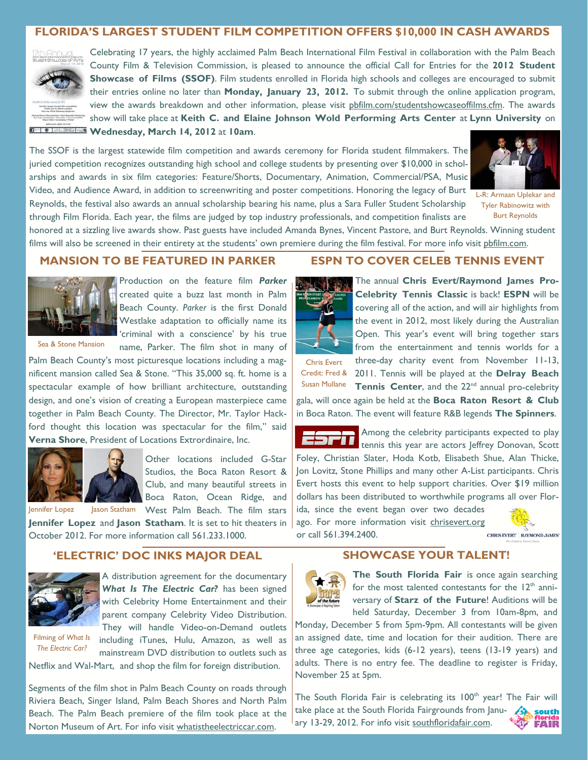## FLORIDA'S LARGEST STUDENT FILM COMPETITION OFFERS $10,000 IN CASH AWARDS

Celebrating 17 years, the highly acclaimed Palm Beach International Film Festival in collaboration with the Palm Beach County Film & Television Commission, is pleased to announce the official Call for Entries for the **2012 Student Showcase of Films (SSOF)**. Film students enrolled in Florida high schools and colleges are encouraged to submit their entries online no later than **Monday, January 23, 2012.** To submit through the online application program, view the awards breakdown and other information, please visit pbfilm.com/studentshowcaseoffilms.cfm. The awards show will take place at **Keith C. and Elaine Johnson Wold Performing Arts Center** at **Lynn University** on **Wednesday, March 14, 2012** at **10am**.

The SSOF is the largest statewide film competition and awards ceremony for Florida student filmmakers. The juried competition recognizes outstanding high school and college students by presenting over $10,000 in scholarships and awards in six film categories: Feature/Shorts, Documentary, Animation, Commercial/PSA, Music Video, and Audience Award, in addition to screenwriting and poster competitions. Honoring the legacy of Burt Reynolds, the festival also awards an annual scholarship bearing his name, plus a Sara Fuller Student Scholarship through Film Florida. Each year, the films are judged by top industry professionals, and competition finalists are honored at a sizzling live awards show. Past guests have included Amanda Bynes, Vincent Pastore, and Burt Reynolds. Winning student films will also be screened in their entirety at the students' own premiere during the film festival. For more info visit pbfilm.com.

L-R: Armaan Uplekar and Tyler Rabinowitz with Burt Reynolds

## MANSION TO BE FEATURED IN PARKER

Sea & Stone Mansion

Production on the feature film ***Parker*** created quite a buzz last month in Palm Beach County. *Parker* is the first Donald Westlake adaptation to officially name its 'criminal with a conscience' by his true name, Parker. The film shot in many of Palm Beach County's most picturesque locations including a magnificent mansion called Sea & Stone. "This 35,000 sq. ft. home is a spectacular example of how brilliant architecture, outstanding design, and one's vision of creating a European masterpiece came together in Palm Beach County. The Director, Mr. Taylor Hackford thought this location was spectacular for the film," said **Verna Shore**, President of Locations Extrordinaire, Inc.

Jennifer Lopez Jason Statham

Other locations included G-Star Studios, the Boca Raton Resort & Club, and many beautiful streets in Boca Raton, Ocean Ridge, and West Palm Beach. The film stars **Jennifer Lopez** and **Jason Statham**. It is set to hit theaters in October 2012. For more information call 561.233.1000.

## ESPN TO COVER CELEB TENNIS EVENT

Chris Evert Credit: Fred & Susan Mullane

The annual **Chris Evert/Raymond James Pro-Celebrity Tennis Classic** is back! **ESPN** will be covering all of the action, and will air highlights from the event in 2012, most likely during the Australian Open. This year's event will bring together stars from the entertainment and tennis worlds for a three-day charity event from November 11-13, 2011. Tennis will be played at the **Delray Beach Tennis Center**, and the 22nd annual pro-celebrity gala, will once again be held at the **Boca Raton Resort & Club** in Boca Raton. The event will feature R&B legends **The Spinners**.

Among the celebrity participants expected to play tennis this year are actors Jeffrey Donovan, Scott Foley, Christian Slater, Hoda Kotb, Elisabeth Shue, Alan Thicke, Jon Lovitz, Stone Phillips and many other A-List participants. Chris Evert hosts this event to help support charities. Over $19 million dollars has been distributed to worthwhile programs all over Florida, since the event began over two decades ago. For more information visit chrisevert.org or call 561.394.2400.

## 'ELECTRIC' DOC INKS MAJOR DEAL

Filming of *What Is The Electric Car?*

A distribution agreement for the documentary ***What Is The Electric Car?*** has been signed with Celebrity Home Entertainment and their parent company Celebrity Video Distribution. They will handle Video-on-Demand outlets including iTunes, Hulu, Amazon, as well as mainstream DVD distribution to outlets such as Netflix and Wal-Mart, and shop the film for foreign distribution.

Segments of the film shot in Palm Beach County on roads through Riviera Beach, Singer Island, Palm Beach Shores and North Palm Beach. The Palm Beach premiere of the film took place at the Norton Museum of Art. For info visit whatistheelectriccar.com.

## SHOWCASE YOUR TALENT!

**The South Florida Fair** is once again searching for the most talented contestants for the 12th anniversary of **Starz of the Future**! Auditions will be held Saturday, December 3 from 10am-8pm, and Monday, December 5 from 5pm-9pm. All contestants will be given an assigned date, time and location for their audition. There are three age categories, kids (6-12 years), teens (13-19 years) and adults. There is no entry fee. The deadline to register is Friday, November 25 at 5pm.

The South Florida Fair is celebrating its 100th year! The Fair will take place at the South Florida Fairgrounds from January 13-29, 2012. For info visit southfloridafair.com.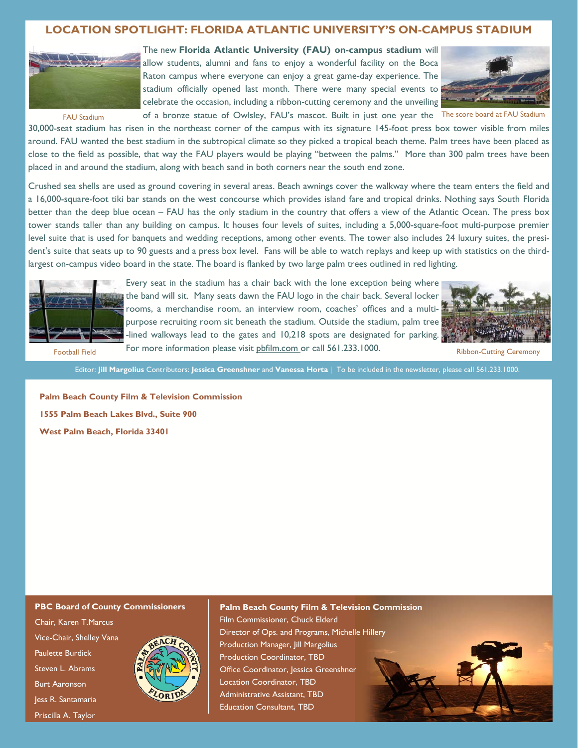## LOCATION SPOTLIGHT: FLORIDA ATLANTIC UNIVERSITY'S ON-CAMPUS STADIUM

FAU Stadium

The score board at FAU Stadium

The new **Florida Atlantic University (FAU) on-campus stadium** will allow students, alumni and fans to enjoy a wonderful facility on the Boca Raton campus where everyone can enjoy a great game-day experience. The stadium officially opened last month. There were many special events to celebrate the occasion, including a ribbon-cutting ceremony and the unveiling of a bronze statue of Owlsley, FAU's mascot. Built in just one year the 30,000-seat stadium has risen in the northeast corner of the campus with its signature 145-foot press box tower visible from miles around. FAU wanted the best stadium in the subtropical climate so they picked a tropical beach theme. Palm trees have been placed as close to the field as possible, that way the FAU players would be playing "between the palms." More than 300 palm trees have been placed in and around the stadium, along with beach sand in both corners near the south end zone.

Crushed sea shells are used as ground covering in several areas. Beach awnings cover the walkway where the team enters the field and a 16,000-square-foot tiki bar stands on the west concourse which provides island fare and tropical drinks. Nothing says South Florida better than the deep blue ocean – FAU has the only stadium in the country that offers a view of the Atlantic Ocean. The press box tower stands taller than any building on campus. It houses four levels of suites, including a 5,000-square-foot multi-purpose premier level suite that is used for banquets and wedding receptions, among other events. The tower also includes 24 luxury suites, the president's suite that seats up to 90 guests and a press box level. Fans will be able to watch replays and keep up with statistics on the third-largest on-campus video board in the state. The board is flanked by two large palm trees outlined in red lighting.

Every seat in the stadium has a chair back with the lone exception being where the band will sit. Many seats dawn the FAU logo in the chair back. Several locker rooms, a merchandise room, an interview room, coaches' offices and a multi-purpose recruiting room sit beneath the stadium. Outside the stadium, palm tree-lined walkways lead to the gates and 10,218 spots are designated for parking. For more information please visit pbfilm.com or call 561.233.1000.

Football Field

Ribbon-Cutting Ceremony

Editor: **Jill Margolius** Contributors: **Jessica Greenshner** and **Vanessa Horta** | To be included in the newsletter, please call 561.233.1000.

**Palm Beach County Film & Television Commission**

**1555 Palm Beach Lakes Blvd., Suite 900**

**West Palm Beach, Florida 33401**

**PBC Board of County Commissioners**

Chair, Karen T.Marcus
Vice-Chair, Shelley Vana
Paulette Burdick
Steven L. Abrams
Burt Aaronson
Jess R. Santamaria
Priscilla A. Taylor

**Palm Beach County Film & Television Commission**

Film Commissioner, Chuck Elderd
Director of Ops. and Programs, Michelle Hillery
Production Manager, Jill Margolius
Production Coordinator, TBD
Office Coordinator, Jessica Greenshner
Location Coordinator, TBD
Administrative Assistant, TBD
Education Consultant, TBD